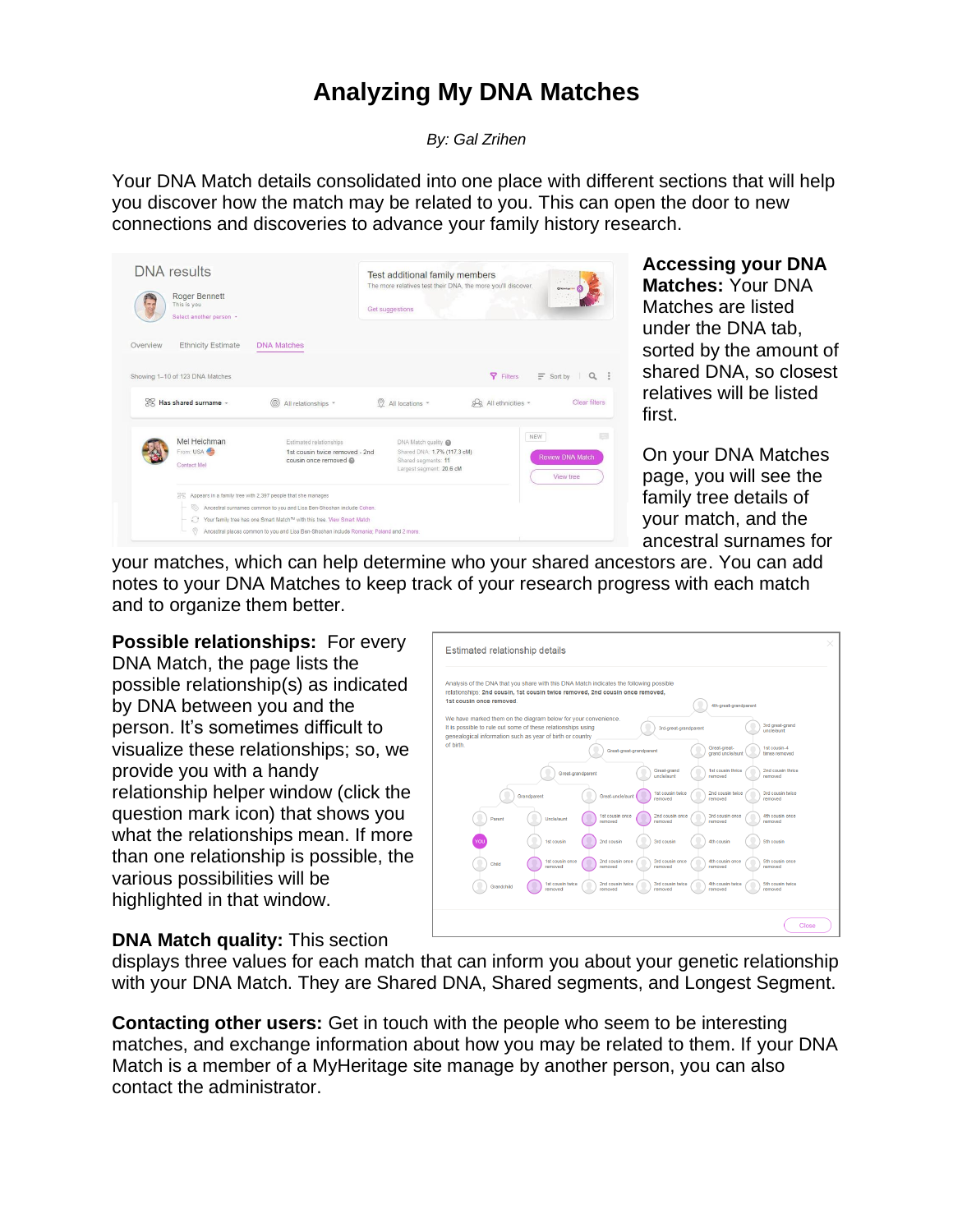# Analyzing My DNA Matches

*By: Gal Zrihen*

Your DNA Match details consolidated into one place with different sections that will help you discover how the match may be related to you. This can open the door to new connections and discoveries to advance your family history research.

**Accessing your DNA Matches:** Your DNA Matches are listed under the DNA tab, sorted by the amount of shared DNA, so closest relatives will be listed first.

On your DNA Matches page, you will see the family tree details of your match, and the ancestral surnames for your matches, which can help determine who your shared ancestors are. You can add notes to your DNA Matches to keep track of your research progress with each match and to organize them better.

**Possible relationships:** For every DNA Match, the page lists the possible relationship(s) as indicated by DNA between you and the person. It's sometimes difficult to visualize these relationships; so, we provide you with a handy relationship helper window (click the question mark icon) that shows you what the relationships mean. If more than one relationship is possible, the various possibilities will be highlighted in that window.

**DNA Match quality:** This section displays three values for each match that can inform you about your genetic relationship with your DNA Match. They are Shared DNA, Shared segments, and Longest Segment.

**Contacting other users:** Get in touch with the people who seem to be interesting matches, and exchange information about how you may be related to them. If your DNA Match is a member of a MyHeritage site manage by another person, you can also contact the administrator.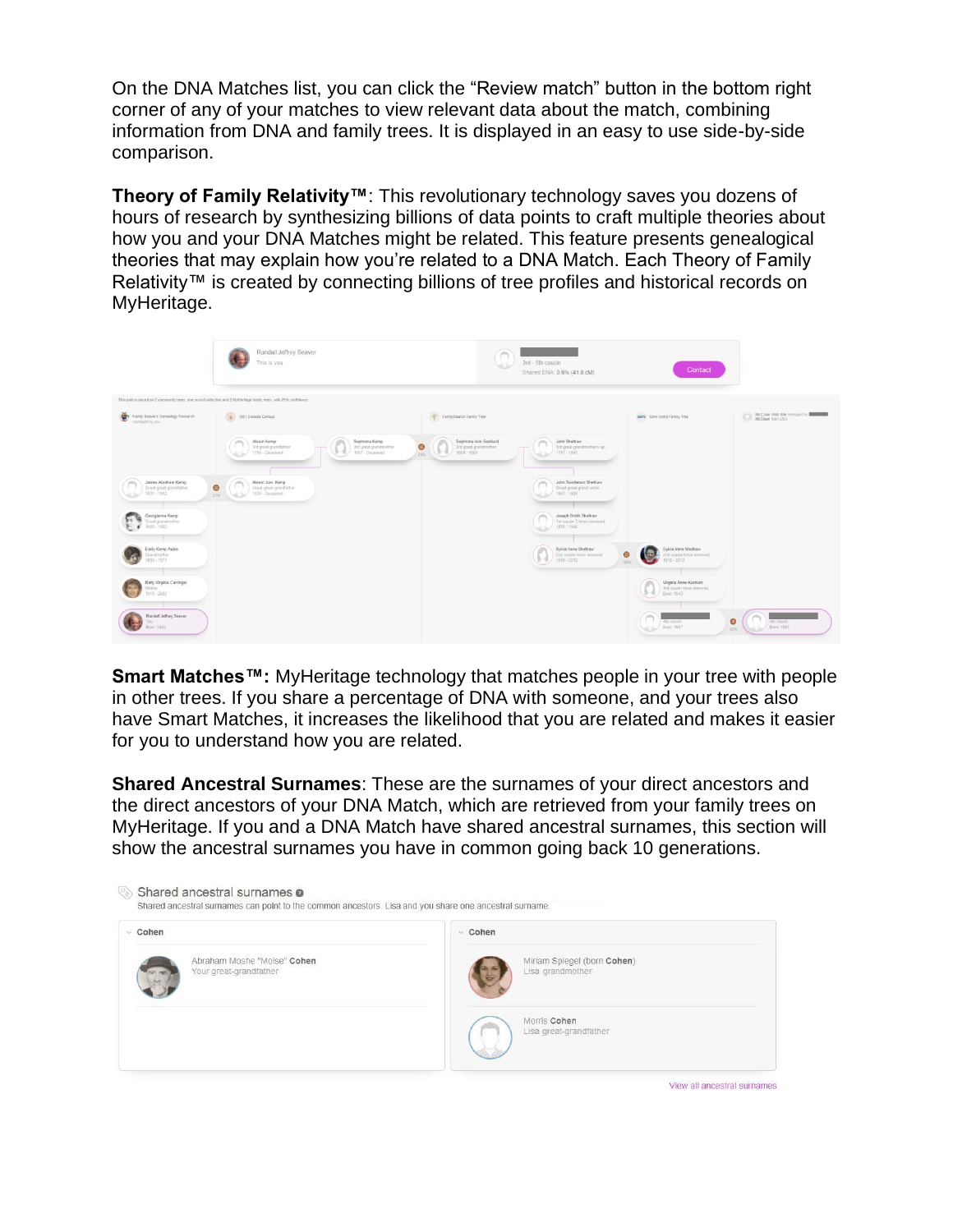On the DNA Matches list, you can click the “Review match” button in the bottom right corner of any of your matches to view relevant data about the match, combining information from DNA and family trees. It is displayed in an easy to use side-by-side comparison.

**Theory of Family Relativity™**: This revolutionary technology saves you dozens of hours of research by synthesizing billions of data points to craft multiple theories about how you and your DNA Matches might be related. This feature presents genealogical theories that may explain how you’re related to a DNA Match. Each Theory of Family Relativity™ is created by connecting billions of tree profiles and historical records on MyHeritage.

**Smart Matches™:** MyHeritage technology that matches people in your tree with people in other trees. If you share a percentage of DNA with someone, and your trees also have Smart Matches, it increases the likelihood that you are related and makes it easier for you to understand how you are related.

**Shared Ancestral Surnames**: These are the surnames of your direct ancestors and the direct ancestors of your DNA Match, which are retrieved from your family trees on MyHeritage. If you and a DNA Match have shared ancestral surnames, this section will show the ancestral surnames you have in common going back 10 generations.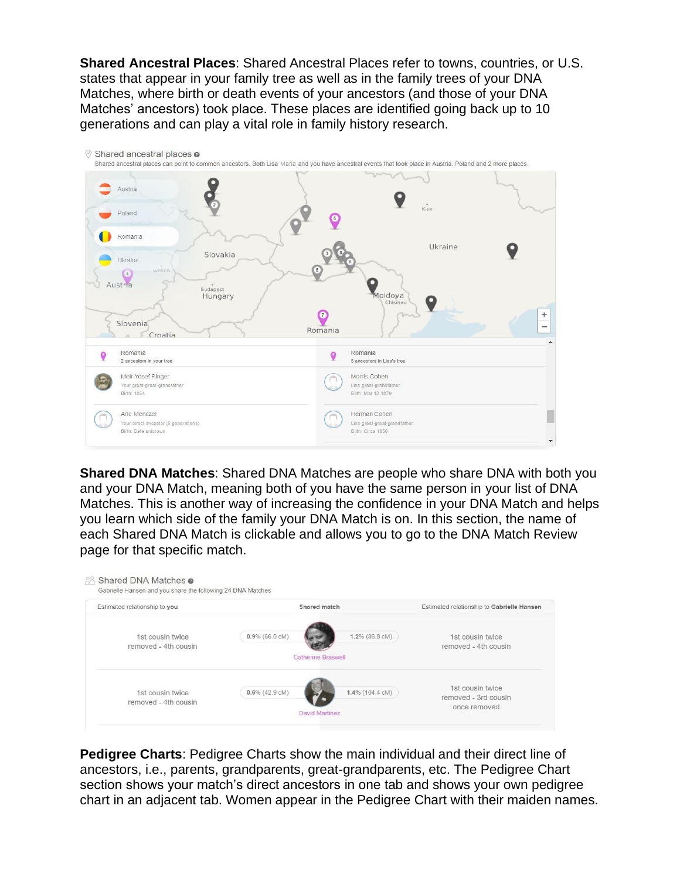**Shared Ancestral Places**: Shared Ancestral Places refer to towns, countries, or U.S. states that appear in your family tree as well as in the family trees of your DNA Matches, where birth or death events of your ancestors (and those of your DNA Matches' ancestors) took place. These places are identified going back up to 10 generations and can play a vital role in family history research.

Shared ancestral places

Shared ancestral places can point to common ancestors. Both Lisa Maria and you have ancestral events that took place in Austria, Poland and 2 more places.

| Romania<br>2 ancestors in your tree | Romania<br>5 ancestors in Lisa's tree |
|---|---|
| Meir Yosef Singer<br>Your great-great-grandfather<br>Birth: 1854 | Morris Cohen<br>Lisa great-grandfather<br>Birth: Mar 12 1879 |
| Arie Menczel<br>Your direct ancestor (5 generations)<br>Birth: Date unknown | Herman Cohen<br>Lisa great-great-grandfather<br>Birth: Circa 1850 |

**Shared DNA Matches**: Shared DNA Matches are people who share DNA with both you and your DNA Match, meaning both of you have the same person in your list of DNA Matches. This is another way of increasing the confidence in your DNA Match and helps you learn which side of the family your DNA Match is on. In this section, the name of each Shared DNA Match is clickable and allows you to go to the DNA Match Review page for that specific match.

Shared DNA Matches

Gabrielle Hansen and you share the following 24 DNA Matches

| Estimated relationship to you | | Shared match | | Estimated relationship to Gabrielle Hansen |
|---|---|---|---|---|
| 1st cousin twice removed - 4th cousin | 0.9% (66.0 cM) | Catherine Braswell | 1.2% (86.8 cM) | 1st cousin twice removed - 4th cousin |
| 1st cousin twice removed - 4th cousin | 0.6% (42.9 cM) | David Martinez | 1.4% (104.4 cM) | 1st cousin twice removed - 3rd cousin once removed |

**Pedigree Charts**: Pedigree Charts show the main individual and their direct line of ancestors, i.e., parents, grandparents, great-grandparents, etc. The Pedigree Chart section shows your match's direct ancestors in one tab and shows your own pedigree chart in an adjacent tab. Women appear in the Pedigree Chart with their maiden names.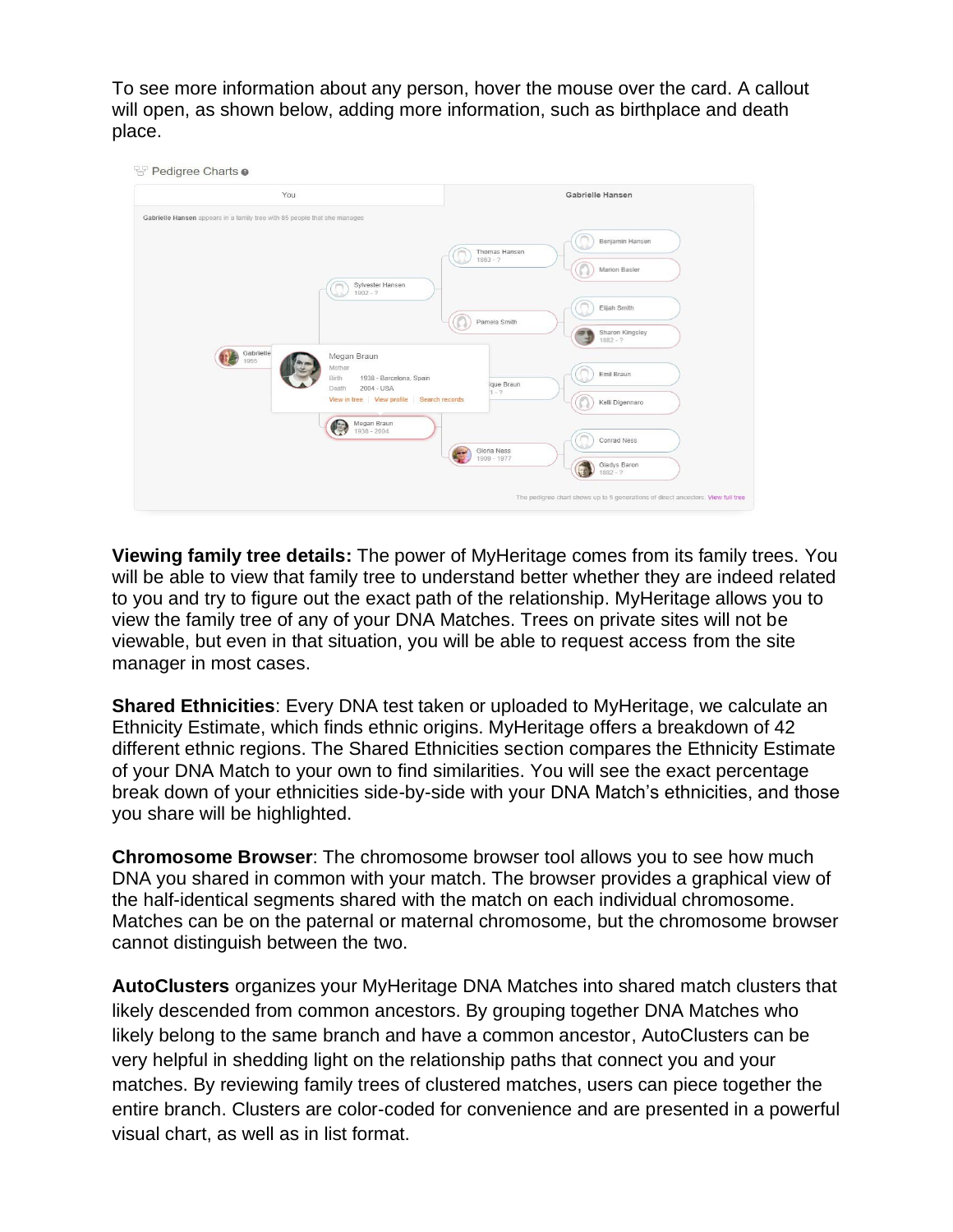To see more information about any person, hover the mouse over the card. A callout will open, as shown below, adding more information, such as birthplace and death place.

**Viewing family tree details:** The power of MyHeritage comes from its family trees. You will be able to view that family tree to understand better whether they are indeed related to you and try to figure out the exact path of the relationship. MyHeritage allows you to view the family tree of any of your DNA Matches. Trees on private sites will not be viewable, but even in that situation, you will be able to request access from the site manager in most cases.

**Shared Ethnicities**: Every DNA test taken or uploaded to MyHeritage, we calculate an Ethnicity Estimate, which finds ethnic origins. MyHeritage offers a breakdown of 42 different ethnic regions. The Shared Ethnicities section compares the Ethnicity Estimate of your DNA Match to your own to find similarities. You will see the exact percentage break down of your ethnicities side-by-side with your DNA Match's ethnicities, and those you share will be highlighted.

**Chromosome Browser**: The chromosome browser tool allows you to see how much DNA you shared in common with your match. The browser provides a graphical view of the half-identical segments shared with the match on each individual chromosome. Matches can be on the paternal or maternal chromosome, but the chromosome browser cannot distinguish between the two.

**AutoClusters** organizes your MyHeritage DNA Matches into shared match clusters that likely descended from common ancestors. By grouping together DNA Matches who likely belong to the same branch and have a common ancestor, AutoClusters can be very helpful in shedding light on the relationship paths that connect you and your matches. By reviewing family trees of clustered matches, users can piece together the entire branch. Clusters are color-coded for convenience and are presented in a powerful visual chart, as well as in list format.